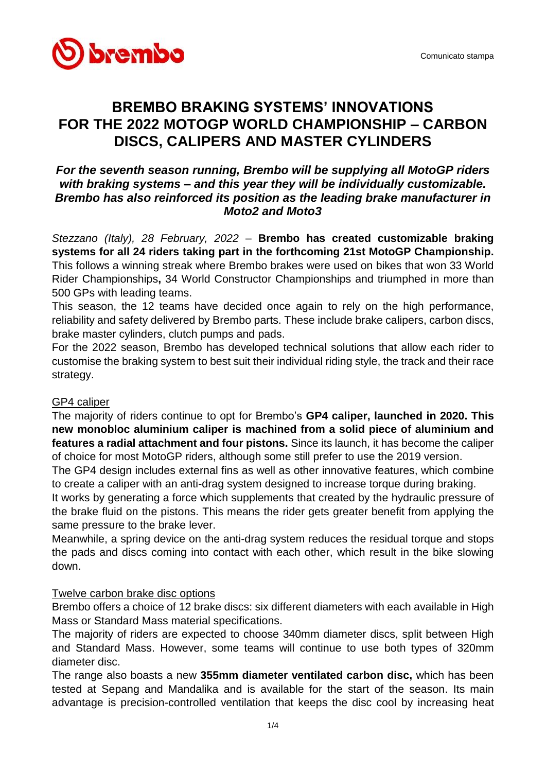Comunicato stampa

# BREMBO BRAKING SYSTEMS' INNOVATIONS FOR THE 2022 MOTOGP WORLD CHAMPIONSHIP – CARBON DISCS, CALIPERS AND MASTER CYLINDERS

***For the seventh season running, Brembo will be supplying all MotoGP riders with braking systems – and this year they will be individually customizable. Brembo has also reinforced its position as the leading brake manufacturer in Moto2 and Moto3***

*Stezzano (Italy), 28 February, 2022* – **Brembo has created customizable braking systems for all 24 riders taking part in the forthcoming 21st MotoGP Championship.** This follows a winning streak where Brembo brakes were used on bikes that won 33 World Rider Championships**,** 34 World Constructor Championships and triumphed in more than 500 GPs with leading teams.

This season, the 12 teams have decided once again to rely on the high performance, reliability and safety delivered by Brembo parts. These include brake calipers, carbon discs, brake master cylinders, clutch pumps and pads.

For the 2022 season, Brembo has developed technical solutions that allow each rider to customise the braking system to best suit their individual riding style, the track and their race strategy.

## GP4 caliper

The majority of riders continue to opt for Brembo's **GP4 caliper, launched in 2020. This new monobloc aluminium caliper is machined from a solid piece of aluminium and features a radial attachment and four pistons.** Since its launch, it has become the caliper of choice for most MotoGP riders, although some still prefer to use the 2019 version.

The GP4 design includes external fins as well as other innovative features, which combine to create a caliper with an anti-drag system designed to increase torque during braking.

It works by generating a force which supplements that created by the hydraulic pressure of the brake fluid on the pistons. This means the rider gets greater benefit from applying the same pressure to the brake lever.

Meanwhile, a spring device on the anti-drag system reduces the residual torque and stops the pads and discs coming into contact with each other, which result in the bike slowing down.

## Twelve carbon brake disc options

Brembo offers a choice of 12 brake discs: six different diameters with each available in High Mass or Standard Mass material specifications.

The majority of riders are expected to choose 340mm diameter discs, split between High and Standard Mass. However, some teams will continue to use both types of 320mm diameter disc.

The range also boasts a new **355mm diameter ventilated carbon disc,** which has been tested at Sepang and Mandalika and is available for the start of the season. Its main advantage is precision-controlled ventilation that keeps the disc cool by increasing heat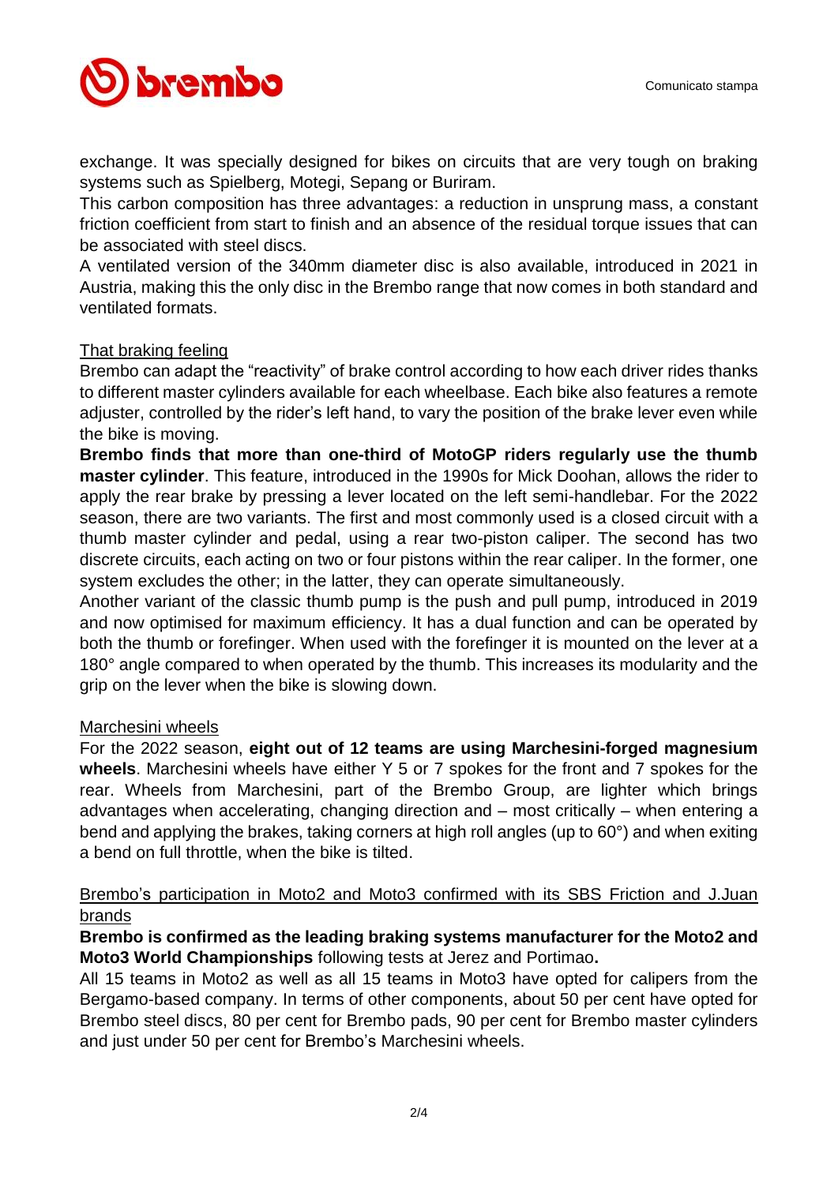exchange. It was specially designed for bikes on circuits that are very tough on braking systems such as Spielberg, Motegi, Sepang or Buriram.
This carbon composition has three advantages: a reduction in unsprung mass, a constant friction coefficient from start to finish and an absence of the residual torque issues that can be associated with steel discs.
A ventilated version of the 340mm diameter disc is also available, introduced in 2021 in Austria, making this the only disc in the Brembo range that now comes in both standard and ventilated formats.

<u>That braking feeling</u>

Brembo can adapt the "reactivity" of brake control according to how each driver rides thanks to different master cylinders available for each wheelbase. Each bike also features a remote adjuster, controlled by the rider's left hand, to vary the position of the brake lever even while the bike is moving.
**Brembo finds that more than one-third of MotoGP riders regularly use the thumb master cylinder**. This feature, introduced in the 1990s for Mick Doohan, allows the rider to apply the rear brake by pressing a lever located on the left semi-handlebar. For the 2022 season, there are two variants. The first and most commonly used is a closed circuit with a thumb master cylinder and pedal, using a rear two-piston caliper. The second has two discrete circuits, each acting on two or four pistons within the rear caliper. In the former, one system excludes the other; in the latter, they can operate simultaneously.
Another variant of the classic thumb pump is the push and pull pump, introduced in 2019 and now optimised for maximum efficiency. It has a dual function and can be operated by both the thumb or forefinger. When used with the forefinger it is mounted on the lever at a 180° angle compared to when operated by the thumb. This increases its modularity and the grip on the lever when the bike is slowing down.

<u>Marchesini wheels</u>

For the 2022 season, **eight out of 12 teams are using Marchesini-forged magnesium wheels**. Marchesini wheels have either Y 5 or 7 spokes for the front and 7 spokes for the rear. Wheels from Marchesini, part of the Brembo Group, are lighter which brings advantages when accelerating, changing direction and – most critically – when entering a bend and applying the brakes, taking corners at high roll angles (up to 60°) and when exiting a bend on full throttle, when the bike is tilted.

<u>Brembo's participation in Moto2 and Moto3 confirmed with its SBS Friction and J.Juan brands</u>

**Brembo is confirmed as the leading braking systems manufacturer for the Moto2 and Moto3 World Championships** following tests at Jerez and Portimao**.**
All 15 teams in Moto2 as well as all 15 teams in Moto3 have opted for calipers from the Bergamo-based company. In terms of other components, about 50 per cent have opted for Brembo steel discs, 80 per cent for Brembo pads, 90 per cent for Brembo master cylinders and just under 50 per cent for Brembo's Marchesini wheels.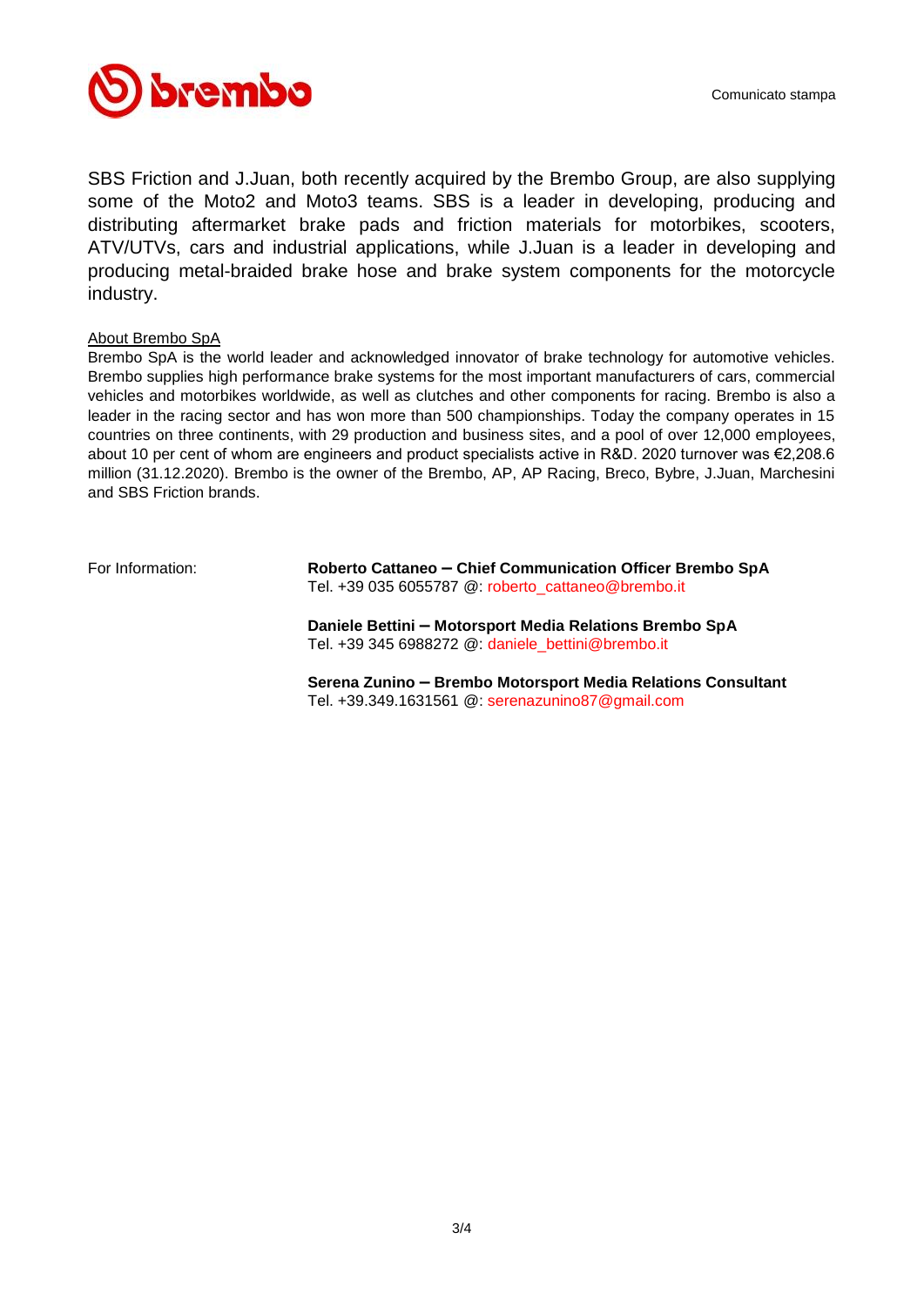SBS Friction and J.Juan, both recently acquired by the Brembo Group, are also supplying some of the Moto2 and Moto3 teams. SBS is a leader in developing, producing and distributing aftermarket brake pads and friction materials for motorbikes, scooters, ATV/UTVs, cars and industrial applications, while J.Juan is a leader in developing and producing metal-braided brake hose and brake system components for the motorcycle industry.

About Brembo SpA

Brembo SpA is the world leader and acknowledged innovator of brake technology for automotive vehicles. Brembo supplies high performance brake systems for the most important manufacturers of cars, commercial vehicles and motorbikes worldwide, as well as clutches and other components for racing. Brembo is also a leader in the racing sector and has won more than 500 championships. Today the company operates in 15 countries on three continents, with 29 production and business sites, and a pool of over 12,000 employees, about 10 per cent of whom are engineers and product specialists active in R&D. 2020 turnover was €2,208.6 million (31.12.2020). Brembo is the owner of the Brembo, AP, AP Racing, Breco, Bybre, J.Juan, Marchesini and SBS Friction brands.

For Information:

**Roberto Cattaneo – Chief Communication Officer Brembo SpA**
Tel. +39 035 6055787 @: roberto_cattaneo@brembo.it

**Daniele Bettini – Motorsport Media Relations Brembo SpA**
Tel. +39 345 6988272 @: daniele_bettini@brembo.it

**Serena Zunino – Brembo Motorsport Media Relations Consultant**
Tel. +39.349.1631561 @: serenazunino87@gmail.com